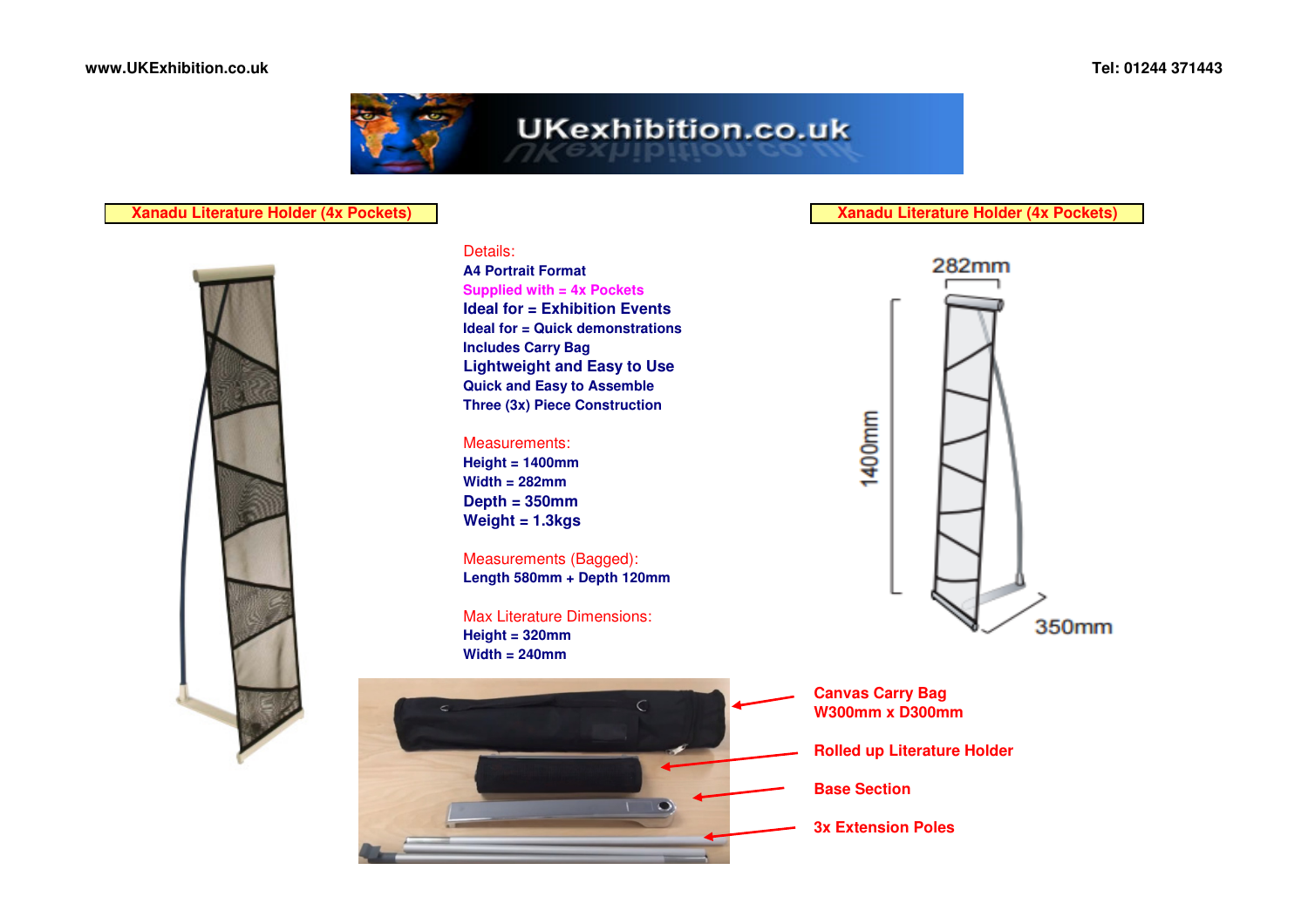www.UKExhibition.co.uk

Tel: 01244 371443

UKexhibition.co.uk

## Xanadu Literature Holder (4x Pockets)

**Details:**

**A4 Portrait Format**
**Supplied with = 4x Pockets**
**Ideal for = Exhibition Events**
**Ideal for = Quick demonstrations**
**Includes Carry Bag**
**Lightweight and Easy to Use**
**Quick and Easy to Assemble**
**Three (3x) Piece Construction**

**Measurements:**

**Height = 1400mm**
**Width = 282mm**
**Depth = 350mm**
**Weight = 1.3kgs**

**Measurements (Bagged):**

**Length 580mm + Depth 120mm**

**Max Literature Dimensions:**

**Height = 320mm**
**Width = 240mm**

## Xanadu Literature Holder (4x Pockets)

282mm

1400mm

350mm

**Canvas Carry Bag**
**W300mm x D300mm**

**Rolled up Literature Holder**

**Base Section**

**3x Extension Poles**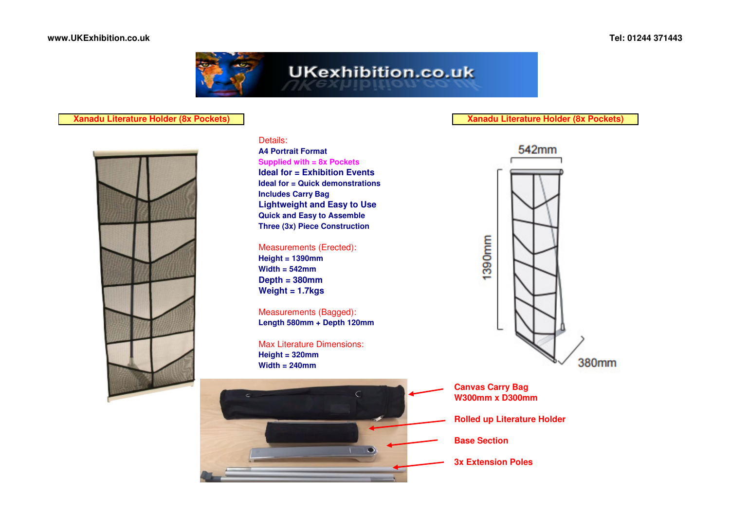## Xanadu Literature Holder (8x Pockets)

Details:

**A4 Portrait Format**

**Supplied with = 8x Pockets**

**Ideal for = Exhibition Events**

**Ideal for = Quick demonstrations**

**Includes Carry Bag**

**Lightweight and Easy to Use**

**Quick and Easy to Assemble**

**Three (3x) Piece Construction**

Measurements (Erected):

**Height = 1390mm**

**Width = 542mm**

**Depth = 380mm**

**Weight = 1.7kgs**

Measurements (Bagged):

**Length 580mm + Depth 120mm**

Max Literature Dimensions:

**Height = 320mm**

**Width = 240mm**

## Xanadu Literature Holder (8x Pockets)

542mm

1390mm

380mm

**Canvas Carry Bag**
**W300mm x D300mm**

**Rolled up Literature Holder**

**Base Section**

**3x Extension Poles**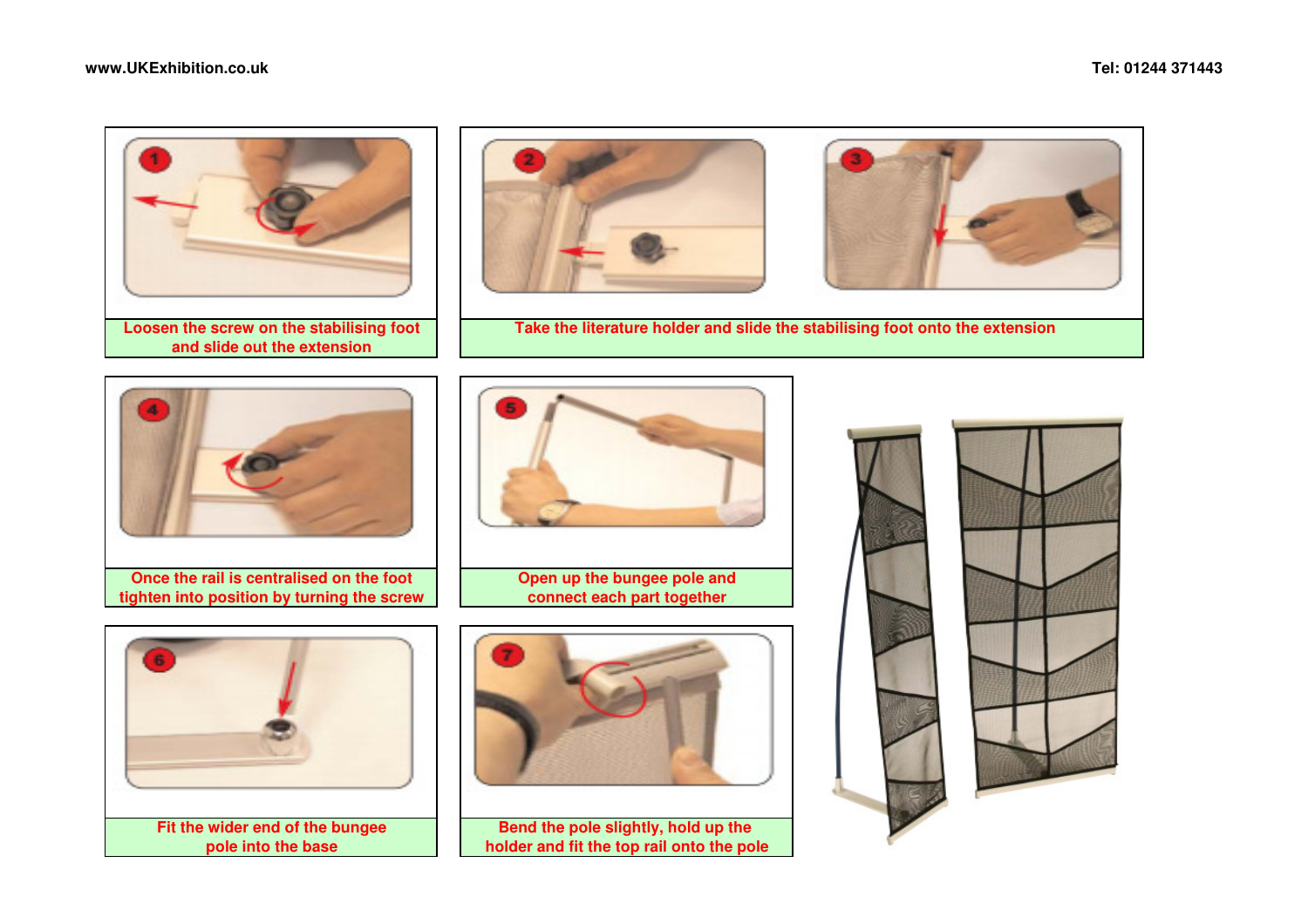1. Loosen the screw on the stabilising foot and slide out the extension

2–3. Take the literature holder and slide the stabilising foot onto the extension

4. Once the rail is centralised on the foot tighten into position by turning the screw

5. Open up the bungee pole and connect each part together

6. Fit the wider end of the bungee pole into the base

7. Bend the pole slightly, hold up the holder and fit the top rail onto the pole